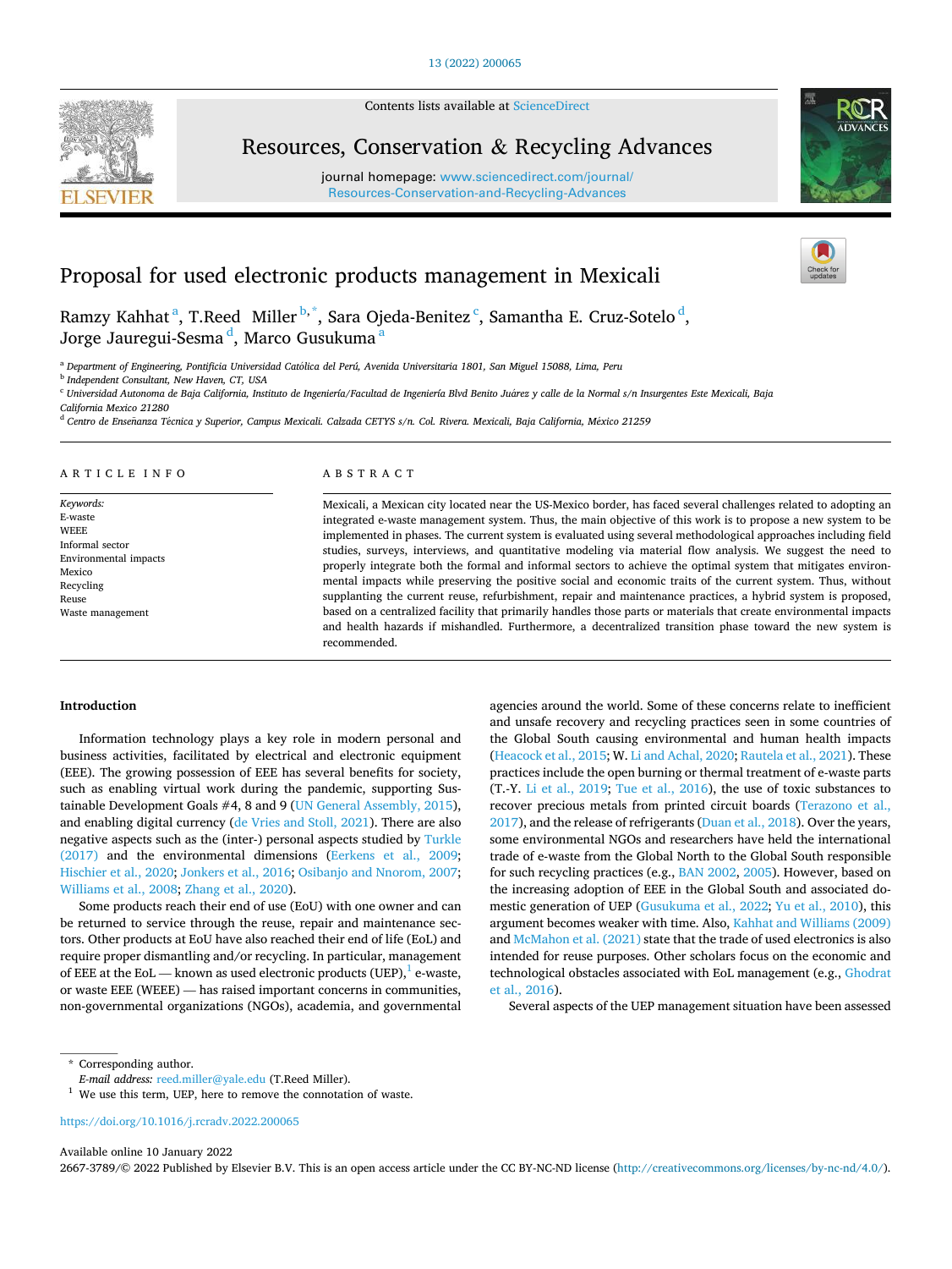# Proposal for used electronic products management in Mexicali

Ramzy Kahhat[a], T.Reed Miller[b,*], Sara Ojeda-Benitez[c], Samantha E. Cruz-Sotelo[d], Jorge Jauregui-Sesma[d], Marco Gusukuma[a]

[a] Department of Engineering, Pontificia Universidad Católica del Perú, Avenida Universitaria 1801, San Miguel 15088, Lima, Peru

[b] Independent Consultant, New Haven, CT, USA

[c] Universidad Autonoma de Baja California, Instituto de Ingeniería/Facultad de Ingeniería Blvd Benito Juárez y calle de la Normal s/n Insurgentes Este Mexicali, Baja California Mexico 21280

[d] Centro de Enseñanza Técnica y Superior, Campus Mexicali. Calzada CETYS s/n. Col. Rivera. Mexicali, Baja California, México 21259

## ARTICLE INFO

*Keywords:*
E-waste
WEEE
Informal sector
Environmental impacts
Mexico
Recycling
Reuse
Waste management

## ABSTRACT

Mexicali, a Mexican city located near the US-Mexico border, has faced several challenges related to adopting an integrated e-waste management system. Thus, the main objective of this work is to propose a new system to be implemented in phases. The current system is evaluated using several methodological approaches including field studies, surveys, interviews, and quantitative modeling via material flow analysis. We suggest the need to properly integrate both the formal and informal sectors to achieve the optimal system that mitigates environmental impacts while preserving the positive social and economic traits of the current system. Thus, without supplanting the current reuse, refurbishment, repair and maintenance practices, a hybrid system is proposed, based on a centralized facility that primarily handles those parts or materials that create environmental impacts and health hazards if mishandled. Furthermore, a decentralized transition phase toward the new system is recommended.

## Introduction

Information technology plays a key role in modern personal and business activities, facilitated by electrical and electronic equipment (EEE). The growing possession of EEE has several benefits for society, such as enabling virtual work during the pandemic, supporting Sustainable Development Goals #4, 8 and 9 (UN General Assembly, 2015), and enabling digital currency (de Vries and Stoll, 2021). There are also negative aspects such as the (inter-) personal aspects studied by Turkle (2017) and the environmental dimensions (Eerkens et al., 2009; Hischier et al., 2020; Jonkers et al., 2016; Osibanjo and Nnorom, 2007; Williams et al., 2008; Zhang et al., 2020).

Some products reach their end of use (EoU) with one owner and can be returned to service through the reuse, repair and maintenance sectors. Other products at EoU have also reached their end of life (EoL) and require proper dismantling and/or recycling. In particular, management of EEE at the EoL — known as used electronic products (UEP),[1] e-waste, or waste EEE (WEEE) — has raised important concerns in communities, non-governmental organizations (NGOs), academia, and governmental agencies around the world. Some of these concerns relate to inefficient and unsafe recovery and recycling practices seen in some countries of the Global South causing environmental and human health impacts (Heacock et al., 2015; W. Li and Achal, 2020; Rautela et al., 2021). These practices include the open burning or thermal treatment of e-waste parts (T.-Y. Li et al., 2019; Tue et al., 2016), the use of toxic substances to recover precious metals from printed circuit boards (Terazono et al., 2017), and the release of refrigerants (Duan et al., 2018). Over the years, some environmental NGOs and researchers have held the international trade of e-waste from the Global North to the Global South responsible for such recycling practices (e.g., BAN 2002, 2005). However, based on the increasing adoption of EEE in the Global South and associated domestic generation of UEP (Gusukuma et al., 2022; Yu et al., 2010), this argument becomes weaker with time. Also, Kahhat and Williams (2009) and McMahon et al. (2021) state that the trade of used electronics is also intended for reuse purposes. Other scholars focus on the economic and technological obstacles associated with EoL management (e.g., Ghodrat et al., 2016).

Several aspects of the UEP management situation have been assessed

\* Corresponding author.
*E-mail address:* reed.miller@yale.edu (T.Reed Miller).

[1] We use this term, UEP, here to remove the connotation of waste.

https://doi.org/10.1016/j.rcradv.2022.200065

Available online 10 January 2022
2667-3789/© 2022 Published by Elsevier B.V. This is an open access article under the CC BY-NC-ND license (http://creativecommons.org/licenses/by-nc-nd/4.0/).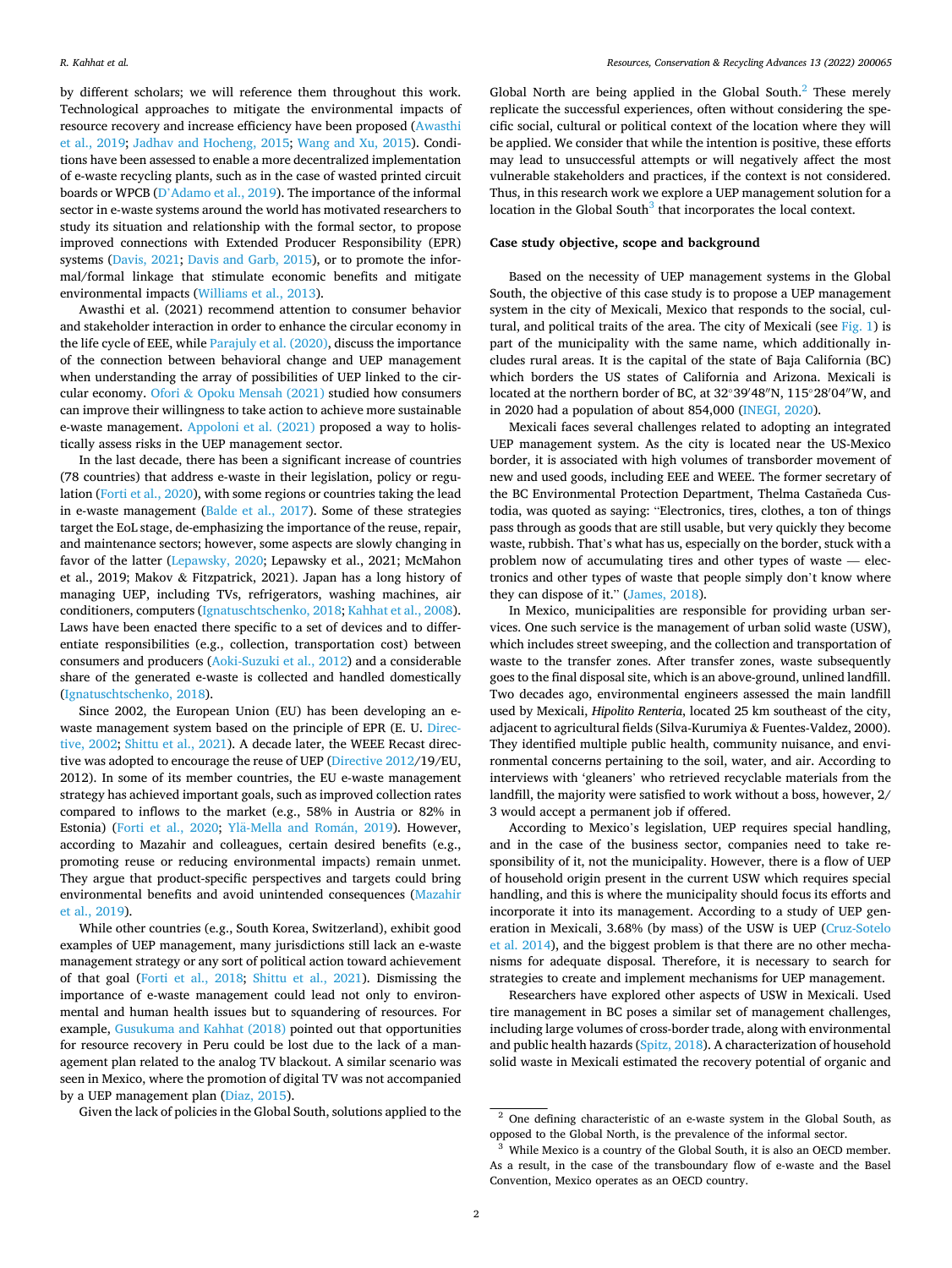by different scholars; we will reference them throughout this work. Technological approaches to mitigate the environmental impacts of resource recovery and increase efficiency have been proposed (Awasthi et al., 2019; Jadhav and Hocheng, 2015; Wang and Xu, 2015). Conditions have been assessed to enable a more decentralized implementation of e-waste recycling plants, such as in the case of wasted printed circuit boards or WPCB (D'Adamo et al., 2019). The importance of the informal sector in e-waste systems around the world has motivated researchers to study its situation and relationship with the formal sector, to propose improved connections with Extended Producer Responsibility (EPR) systems (Davis, 2021; Davis and Garb, 2015), or to promote the informal/formal linkage that stimulate economic benefits and mitigate environmental impacts (Williams et al., 2013).

Awasthi et al. (2021) recommend attention to consumer behavior and stakeholder interaction in order to enhance the circular economy in the life cycle of EEE, while Parajuly et al. (2020), discuss the importance of the connection between behavioral change and UEP management when understanding the array of possibilities of UEP linked to the circular economy. Ofori & Opoku Mensah (2021) studied how consumers can improve their willingness to take action to achieve more sustainable e-waste management. Appoloni et al. (2021) proposed a way to holistically assess risks in the UEP management sector.

In the last decade, there has been a significant increase of countries (78 countries) that address e-waste in their legislation, policy or regulation (Forti et al., 2020), with some regions or countries taking the lead in e-waste management (Balde et al., 2017). Some of these strategies target the EoL stage, de-emphasizing the importance of the reuse, repair, and maintenance sectors; however, some aspects are slowly changing in favor of the latter (Lepawsky, 2020; Lepawsky et al., 2021; McMahon et al., 2019; Makov & Fitzpatrick, 2021). Japan has a long history of managing UEP, including TVs, refrigerators, washing machines, air conditioners, computers (Ignatuschtschenko, 2018; Kahhat et al., 2008). Laws have been enacted there specific to a set of devices and to differentiate responsibilities (e.g., collection, transportation cost) between consumers and producers (Aoki-Suzuki et al., 2012) and a considerable share of the generated e-waste is collected and handled domestically (Ignatuschtschenko, 2018).

Since 2002, the European Union (EU) has been developing an e-waste management system based on the principle of EPR (E. U. Directive, 2002; Shittu et al., 2021). A decade later, the WEEE Recast directive was adopted to encourage the reuse of UEP (Directive 2012/19/EU, 2012). In some of its member countries, the EU e-waste management strategy has achieved important goals, such as improved collection rates compared to inflows to the market (e.g., 58% in Austria or 82% in Estonia) (Forti et al., 2020; Ylä-Mella and Román, 2019). However, according to Mazahir and colleagues, certain desired benefits (e.g., promoting reuse or reducing environmental impacts) remain unmet. They argue that product-specific perspectives and targets could bring environmental benefits and avoid unintended consequences (Mazahir et al., 2019).

While other countries (e.g., South Korea, Switzerland), exhibit good examples of UEP management, many jurisdictions still lack an e-waste management strategy or any sort of political action toward achievement of that goal (Forti et al., 2018; Shittu et al., 2021). Dismissing the importance of e-waste management could lead not only to environmental and human health issues but to squandering of resources. For example, Gusukuma and Kahhat (2018) pointed out that opportunities for resource recovery in Peru could be lost due to the lack of a management plan related to the analog TV blackout. A similar scenario was seen in Mexico, where the promotion of digital TV was not accompanied by a UEP management plan (Diaz, 2015).

Given the lack of policies in the Global South, solutions applied to the Global North are being applied in the Global South.[2] These merely replicate the successful experiences, often without considering the specific social, cultural or political context of the location where they will be applied. We consider that while the intention is positive, these efforts may lead to unsuccessful attempts or will negatively affect the most vulnerable stakeholders and practices, if the context is not considered. Thus, in this research work we explore a UEP management solution for a location in the Global South[3] that incorporates the local context.

## Case study objective, scope and background

Based on the necessity of UEP management systems in the Global South, the objective of this case study is to propose a UEP management system in the city of Mexicali, Mexico that responds to the social, cultural, and political traits of the area. The city of Mexicali (see Fig. 1) is part of the municipality with the same name, which additionally includes rural areas. It is the capital of the state of Baja California (BC) which borders the US states of California and Arizona. Mexicali is located at the northern border of BC, at 32°39′48″N, 115°28′04″W, and in 2020 had a population of about 854,000 (INEGI, 2020).

Mexicali faces several challenges related to adopting an integrated UEP management system. As the city is located near the US-Mexico border, it is associated with high volumes of transborder movement of new and used goods, including EEE and WEEE. The former secretary of the BC Environmental Protection Department, Thelma Castañeda Custodia, was quoted as saying: "Electronics, tires, clothes, a ton of things pass through as goods that are still usable, but very quickly they become waste, rubbish. That's what has us, especially on the border, stuck with a problem now of accumulating tires and other types of waste — electronics and other types of waste that people simply don't know where they can dispose of it." (James, 2018).

In Mexico, municipalities are responsible for providing urban services. One such service is the management of urban solid waste (USW), which includes street sweeping, and the collection and transportation of waste to the transfer zones. After transfer zones, waste subsequently goes to the final disposal site, which is an above-ground, unlined landfill. Two decades ago, environmental engineers assessed the main landfill used by Mexicali, *Hipolito Renteria*, located 25 km southeast of the city, adjacent to agricultural fields (Silva-Kurumiya & Fuentes-Valdez, 2000). They identified multiple public health, community nuisance, and environmental concerns pertaining to the soil, water, and air. According to interviews with 'gleaners' who retrieved recyclable materials from the landfill, the majority were satisfied to work without a boss, however, 2/3 would accept a permanent job if offered.

According to Mexico's legislation, UEP requires special handling, and in the case of the business sector, companies need to take responsibility of it, not the municipality. However, there is a flow of UEP of household origin present in the current USW which requires special handling, and this is where the municipality should focus its efforts and incorporate it into its management. According to a study of UEP generation in Mexicali, 3.68% (by mass) of the USW is UEP (Cruz-Sotelo et al. 2014), and the biggest problem is that there are no other mechanisms for adequate disposal. Therefore, it is necessary to search for strategies to create and implement mechanisms for UEP management.

Researchers have explored other aspects of USW in Mexicali. Used tire management in BC poses a similar set of management challenges, including large volumes of cross-border trade, along with environmental and public health hazards (Spitz, 2018). A characterization of household solid waste in Mexicali estimated the recovery potential of organic and

[2] One defining characteristic of an e-waste system in the Global South, as opposed to the Global North, is the prevalence of the informal sector.

[3] While Mexico is a country of the Global South, it is also an OECD member. As a result, in the case of the transboundary flow of e-waste and the Basel Convention, Mexico operates as an OECD country.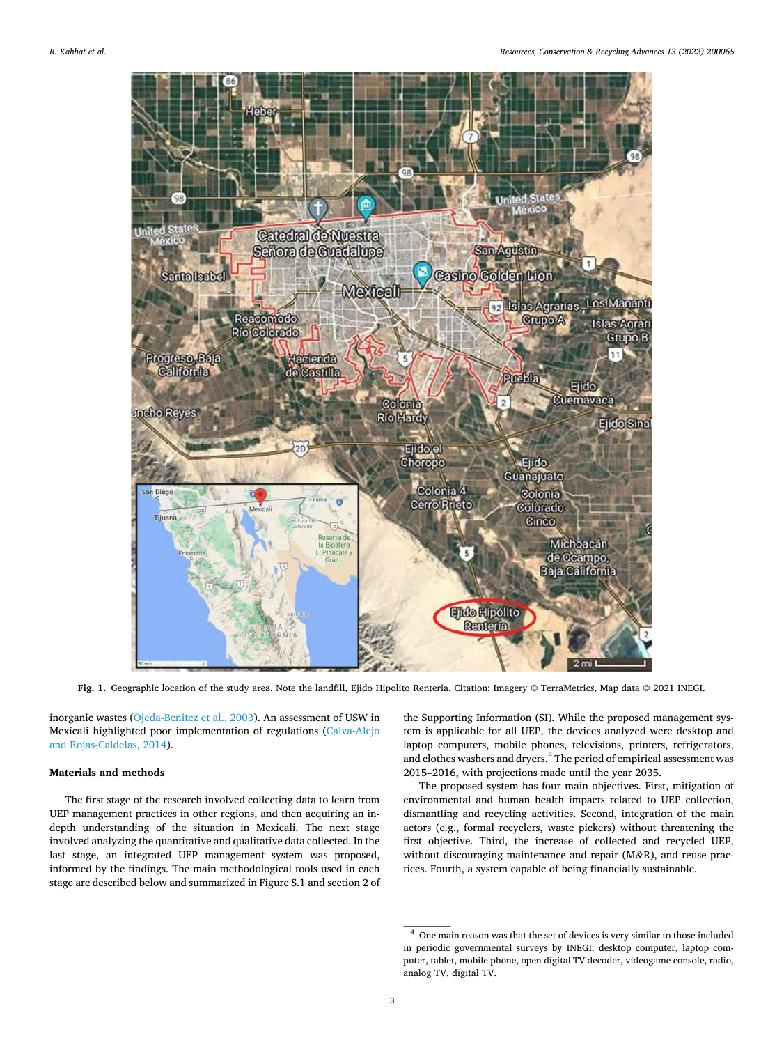Fig. 1. Geographic location of the study area. Note the landfill, Ejido Hipolito Renteria. Citation: Imagery © TerraMetrics, Map data © 2021 INEGI.

inorganic wastes (Ojeda-Benitez et al., 2003). An assessment of USW in Mexicali highlighted poor implementation of regulations (Calva-Alejo and Rojas-Caldelas, 2014).

## Materials and methods

The first stage of the research involved collecting data to learn from UEP management practices in other regions, and then acquiring an in-depth understanding of the situation in Mexicali. The next stage involved analyzing the quantitative and qualitative data collected. In the last stage, an integrated UEP management system was proposed, informed by the findings. The main methodological tools used in each stage are described below and summarized in Figure S.1 and section 2 of the Supporting Information (SI). While the proposed management system is applicable for all UEP, the devices analyzed were desktop and laptop computers, mobile phones, televisions, printers, refrigerators, and clothes washers and dryers.[4] The period of empirical assessment was 2015–2016, with projections made until the year 2035.

The proposed system has four main objectives. First, mitigation of environmental and human health impacts related to UEP collection, dismantling and recycling activities. Second, integration of the main actors (e.g., formal recyclers, waste pickers) without threatening the first objective. Third, the increase of collected and recycled UEP, without discouraging maintenance and repair (M&R), and reuse practices. Fourth, a system capable of being financially sustainable.

[4] One main reason was that the set of devices is very similar to those included in periodic governmental surveys by INEGI: desktop computer, laptop computer, tablet, mobile phone, open digital TV decoder, videogame console, radio, analog TV, digital TV.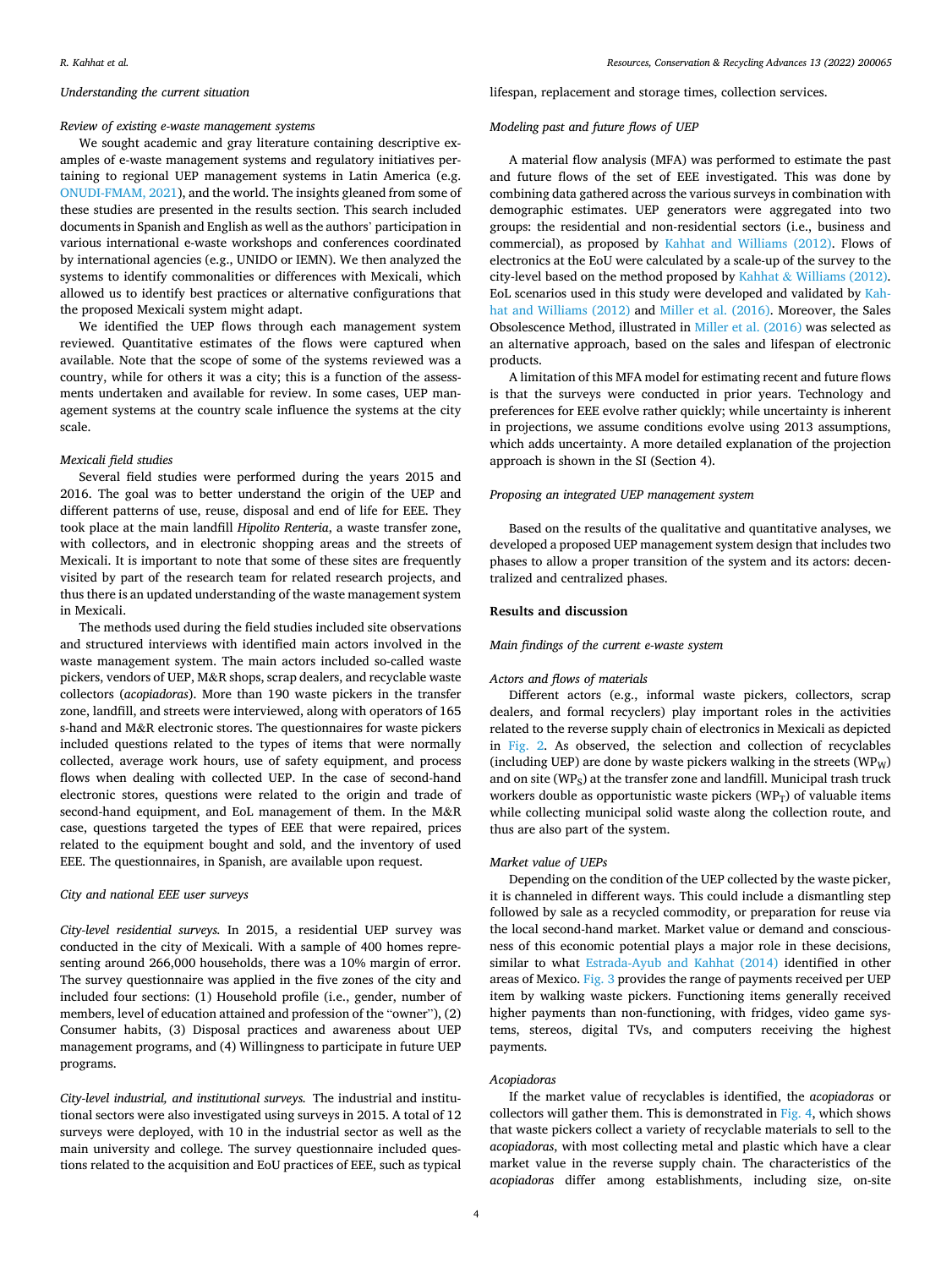### Understanding the current situation

#### Review of existing e-waste management systems

We sought academic and gray literature containing descriptive examples of e-waste management systems and regulatory initiatives pertaining to regional UEP management systems in Latin America (e.g. ONUDI-FMAM, 2021), and the world. The insights gleaned from some of these studies are presented in the results section. This search included documents in Spanish and English as well as the authors' participation in various international e-waste workshops and conferences coordinated by international agencies (e.g., UNIDO or IEMN). We then analyzed the systems to identify commonalities or differences with Mexicali, which allowed us to identify best practices or alternative configurations that the proposed Mexicali system might adapt.

We identified the UEP flows through each management system reviewed. Quantitative estimates of the flows were captured when available. Note that the scope of some of the systems reviewed was a country, while for others it was a city; this is a function of the assessments undertaken and available for review. In some cases, UEP management systems at the country scale influence the systems at the city scale.

#### Mexicali field studies

Several field studies were performed during the years 2015 and 2016. The goal was to better understand the origin of the UEP and different patterns of use, reuse, disposal and end of life for EEE. They took place at the main landfill *Hipolito Renteria*, a waste transfer zone, with collectors, and in electronic shopping areas and the streets of Mexicali. It is important to note that some of these sites are frequently visited by part of the research team for related research projects, and thus there is an updated understanding of the waste management system in Mexicali.

The methods used during the field studies included site observations and structured interviews with identified main actors involved in the waste management system. The main actors included so-called waste pickers, vendors of UEP, M&R shops, scrap dealers, and recyclable waste collectors (*acopiadoras*). More than 190 waste pickers in the transfer zone, landfill, and streets were interviewed, along with operators of 165 s-hand and M&R electronic stores. The questionnaires for waste pickers included questions related to the types of items that were normally collected, average work hours, use of safety equipment, and process flows when dealing with collected UEP. In the case of second-hand electronic stores, questions were related to the origin and trade of second-hand equipment, and EoL management of them. In the M&R case, questions targeted the types of EEE that were repaired, prices related to the equipment bought and sold, and the inventory of used EEE. The questionnaires, in Spanish, are available upon request.

#### City and national EEE user surveys

*City-level residential surveys.* In 2015, a residential UEP survey was conducted in the city of Mexicali. With a sample of 400 homes representing around 266,000 households, there was a 10% margin of error. The survey questionnaire was applied in the five zones of the city and included four sections: (1) Household profile (i.e., gender, number of members, level of education attained and profession of the "owner"), (2) Consumer habits, (3) Disposal practices and awareness about UEP management programs, and (4) Willingness to participate in future UEP programs.

*City-level industrial, and institutional surveys.* The industrial and institutional sectors were also investigated using surveys in 2015. A total of 12 surveys were deployed, with 10 in the industrial sector as well as the main university and college. The survey questionnaire included questions related to the acquisition and EoU practices of EEE, such as typical lifespan, replacement and storage times, collection services.

#### Modeling past and future flows of UEP

A material flow analysis (MFA) was performed to estimate the past and future flows of the set of EEE investigated. This was done by combining data gathered across the various surveys in combination with demographic estimates. UEP generators were aggregated into two groups: the residential and non-residential sectors (i.e., business and commercial), as proposed by Kahhat and Williams (2012). Flows of electronics at the EoU were calculated by a scale-up of the survey to the city-level based on the method proposed by Kahhat & Williams (2012). EoL scenarios used in this study were developed and validated by Kahhat and Williams (2012) and Miller et al. (2016). Moreover, the Sales Obsolescence Method, illustrated in Miller et al. (2016) was selected as an alternative approach, based on the sales and lifespan of electronic products.

A limitation of this MFA model for estimating recent and future flows is that the surveys were conducted in prior years. Technology and preferences for EEE evolve rather quickly; while uncertainty is inherent in projections, we assume conditions evolve using 2013 assumptions, which adds uncertainty. A more detailed explanation of the projection approach is shown in the SI (Section 4).

#### Proposing an integrated UEP management system

Based on the results of the qualitative and quantitative analyses, we developed a proposed UEP management system design that includes two phases to allow a proper transition of the system and its actors: decentralized and centralized phases.

## Results and discussion

### Main findings of the current e-waste system

#### Actors and flows of materials

Different actors (e.g., informal waste pickers, collectors, scrap dealers, and formal recyclers) play important roles in the activities related to the reverse supply chain of electronics in Mexicali as depicted in Fig. 2. As observed, the selection and collection of recyclables (including UEP) are done by waste pickers walking in the streets ($WP_W$) and on site ($WP_S$) at the transfer zone and landfill. Municipal trash truck workers double as opportunistic waste pickers ($WP_T$) of valuable items while collecting municipal solid waste along the collection route, and thus are also part of the system.

#### Market value of UEPs

Depending on the condition of the UEP collected by the waste picker, it is channeled in different ways. This could include a dismantling step followed by sale as a recycled commodity, or preparation for reuse via the local second-hand market. Market value or demand and consciousness of this economic potential plays a major role in these decisions, similar to what Estrada-Ayub and Kahhat (2014) identified in other areas of Mexico. Fig. 3 provides the range of payments received per UEP item by walking waste pickers. Functioning items generally received higher payments than non-functioning, with fridges, video game systems, stereos, digital TVs, and computers receiving the highest payments.

#### Acopiadoras

If the market value of recyclables is identified, the *acopiadoras* or collectors will gather them. This is demonstrated in Fig. 4, which shows that waste pickers collect a variety of recyclable materials to sell to the *acopiadoras*, with most collecting metal and plastic which have a clear market value in the reverse supply chain. The characteristics of the *acopiadoras* differ among establishments, including size, on-site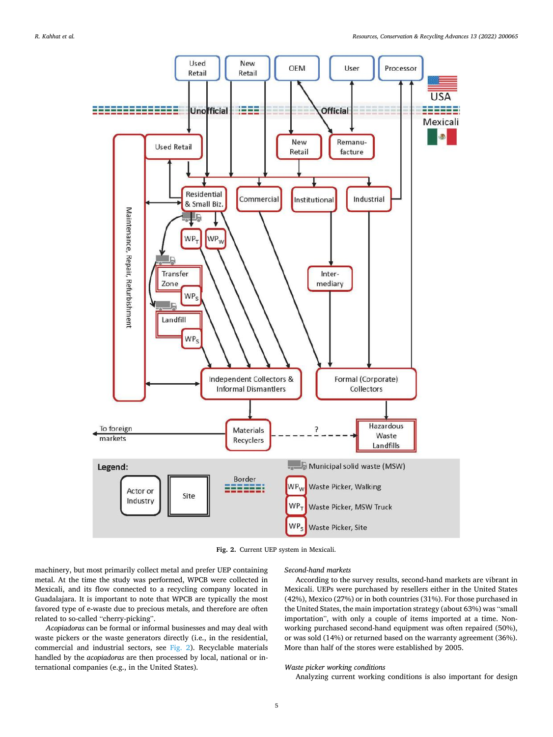Fig. 2. Current UEP system in Mexicali.

machinery, but most primarily collect metal and prefer UEP containing metal. At the time the study was performed, WPCB were collected in Mexicali, and its flow connected to a recycling company located in Guadalajara. It is important to note that WPCB are typically the most favored type of e-waste due to precious metals, and therefore are often related to so-called "cherry-picking".

*Acopiadoras* can be formal or informal businesses and may deal with waste pickers or the waste generators directly (i.e., in the residential, commercial and industrial sectors, see Fig. 2). Recyclable materials handled by the *acopiadoras* are then processed by local, national or international companies (e.g., in the United States).

*Second-hand markets*

According to the survey results, second-hand markets are vibrant in Mexicali. UEPs were purchased by resellers either in the United States (42%), Mexico (27%) or in both countries (31%). For those purchased in the United States, the main importation strategy (about 63%) was "small importation", with only a couple of items imported at a time. Non-working purchased second-hand equipment was often repaired (50%), or was sold (14%) or returned based on the warranty agreement (36%). More than half of the stores were established by 2005.

*Waste picker working conditions*

Analyzing current working conditions is also important for design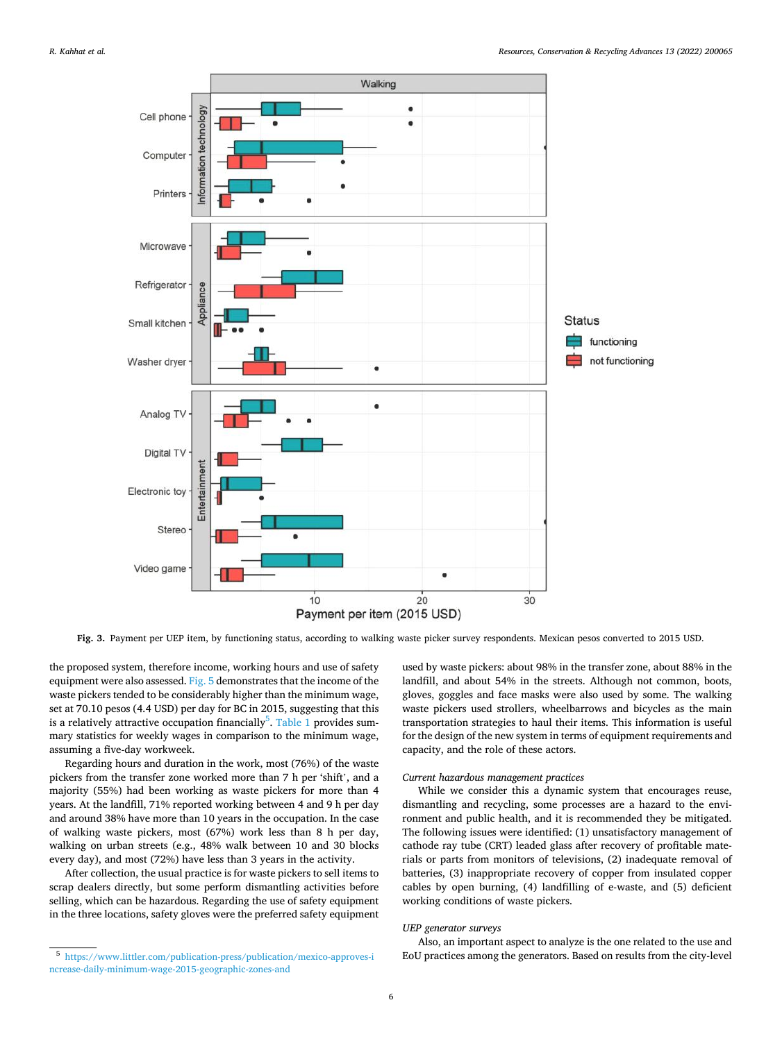Fig. 3. Payment per UEP item, by functioning status, according to walking waste picker survey respondents. Mexican pesos converted to 2015 USD.

the proposed system, therefore income, working hours and use of safety equipment were also assessed. Fig. 5 demonstrates that the income of the waste pickers tended to be considerably higher than the minimum wage, set at 70.10 pesos (4.4 USD) per day for BC in 2015, suggesting that this is a relatively attractive occupation financially[5]. Table 1 provides summary statistics for weekly wages in comparison to the minimum wage, assuming a five-day workweek.

Regarding hours and duration in the work, most (76%) of the waste pickers from the transfer zone worked more than 7 h per 'shift', and a majority (55%) had been working as waste pickers for more than 4 years. At the landfill, 71% reported working between 4 and 9 h per day and around 38% have more than 10 years in the occupation. In the case of walking waste pickers, most (67%) work less than 8 h per day, walking on urban streets (e.g., 48% walk between 10 and 30 blocks every day), and most (72%) have less than 3 years in the activity.

After collection, the usual practice is for waste pickers to sell items to scrap dealers directly, but some perform dismantling activities before selling, which can be hazardous. Regarding the use of safety equipment in the three locations, safety gloves were the preferred safety equipment used by waste pickers: about 98% in the transfer zone, about 88% in the landfill, and about 54% in the streets. Although not common, boots, gloves, goggles and face masks were also used by some. The walking waste pickers used strollers, wheelbarrows and bicycles as the main transportation strategies to haul their items. This information is useful for the design of the new system in terms of equipment requirements and capacity, and the role of these actors.

*Current hazardous management practices*

While we consider this a dynamic system that encourages reuse, dismantling and recycling, some processes are a hazard to the environment and public health, and it is recommended they be mitigated. The following issues were identified: (1) unsatisfactory management of cathode ray tube (CRT) leaded glass after recovery of profitable materials or parts from monitors of televisions, (2) inadequate removal of batteries, (3) inappropriate recovery of copper from insulated copper cables by open burning, (4) landfilling of e-waste, and (5) deficient working conditions of waste pickers.

*UEP generator surveys*

Also, an important aspect to analyze is the one related to the use and EoU practices among the generators. Based on results from the city-level

[5] https://www.littler.com/publication-press/publication/mexico-approves-increase-daily-minimum-wage-2015-geographic-zones-and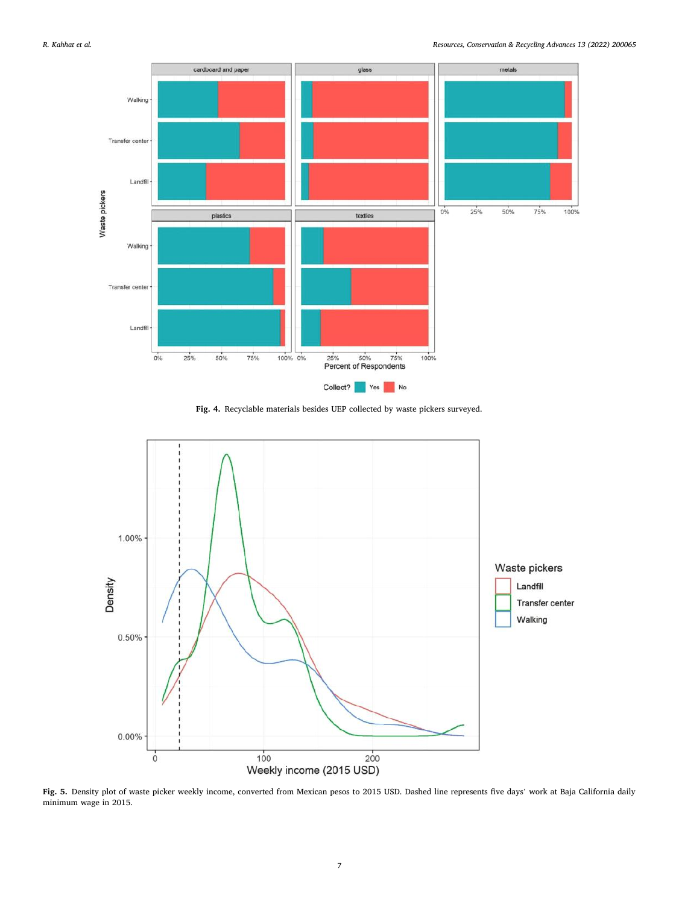**Fig. 4.** Recyclable materials besides UEP collected by waste pickers surveyed.

**Fig. 5.** Density plot of waste picker weekly income, converted from Mexican pesos to 2015 USD. Dashed line represents five days' work at Baja California daily minimum wage in 2015.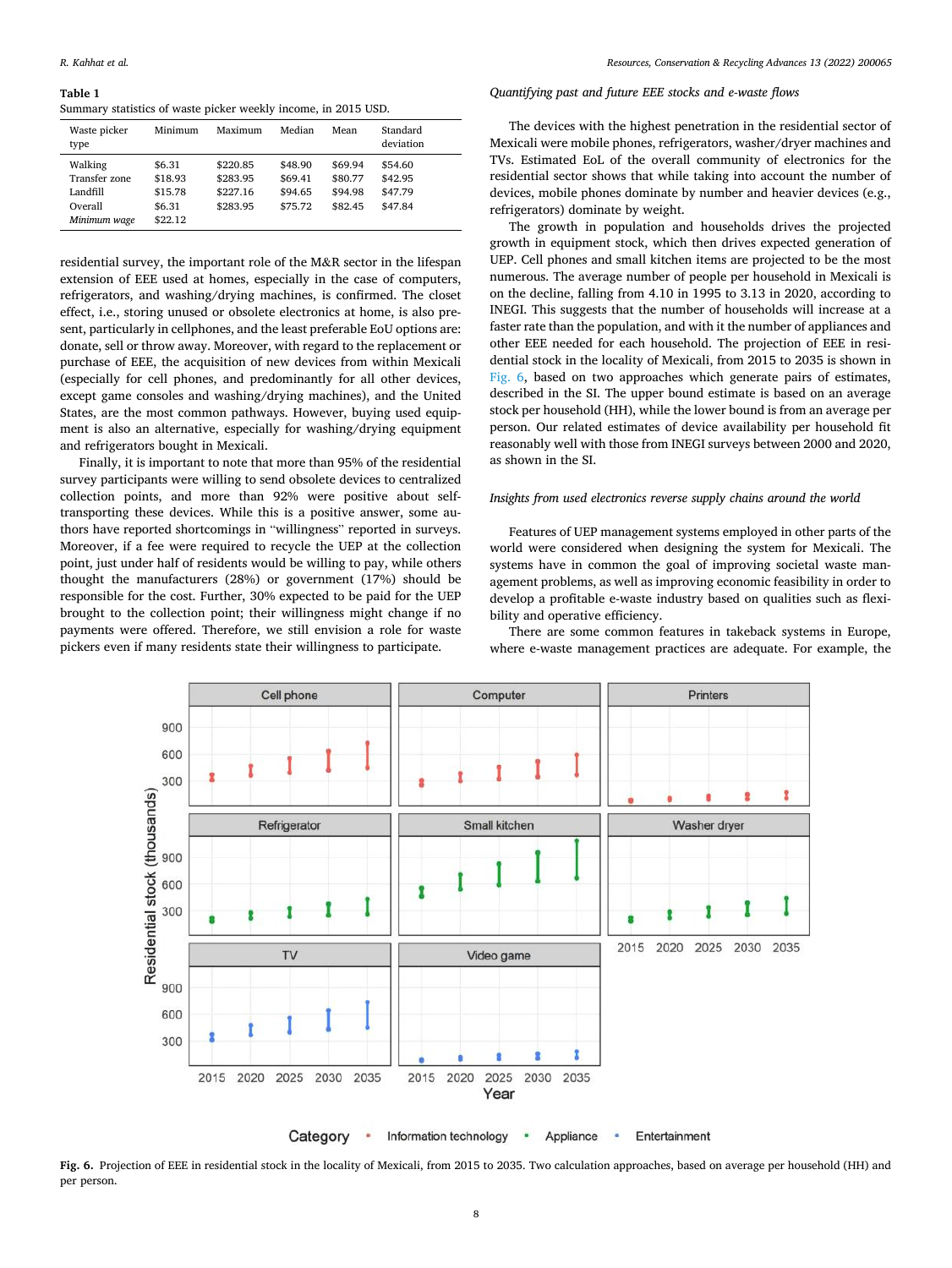**Table 1**
Summary statistics of waste picker weekly income, in 2015 USD.

| Waste picker type | Minimum | Maximum | Median | Mean | Standard deviation |
|---|---|---|---|---|---|
| Walking | $6.31 | $220.85 | $48.90 | $69.94 | $54.60 |
| Transfer zone | $18.93 | $283.95 | $69.41 | $80.77 | $42.95 |
| Landfill | $15.78 | $227.16 | $94.65 | $94.98 | $47.79 |
| Overall | $6.31 | $283.95 | $75.72 | $82.45 | $47.84 |
| *Minimum wage* | $22.12 | | | | |

residential survey, the important role of the M&R sector in the lifespan extension of EEE used at homes, especially in the case of computers, refrigerators, and washing/drying machines, is confirmed. The closet effect, i.e., storing unused or obsolete electronics at home, is also present, particularly in cellphones, and the least preferable EoU options are: donate, sell or throw away. Moreover, with regard to the replacement or purchase of EEE, the acquisition of new devices from within Mexicali (especially for cell phones, and predominantly for all other devices, except game consoles and washing/drying machines), and the United States, are the most common pathways. However, buying used equipment is also an alternative, especially for washing/drying equipment and refrigerators bought in Mexicali.

Finally, it is important to note that more than 95% of the residential survey participants were willing to send obsolete devices to centralized collection points, and more than 92% were positive about self-transporting these devices. While this is a positive answer, some authors have reported shortcomings in "willingness" reported in surveys. Moreover, if a fee were required to recycle the UEP at the collection point, just under half of residents would be willing to pay, while others thought the manufacturers (28%) or government (17%) should be responsible for the cost. Further, 30% expected to be paid for the UEP brought to the collection point; their willingness might change if no payments were offered. Therefore, we still envision a role for waste pickers even if many residents state their willingness to participate.

*Quantifying past and future EEE stocks and e-waste flows*

The devices with the highest penetration in the residential sector of Mexicali were mobile phones, refrigerators, washer/dryer machines and TVs. Estimated EoL of the overall community of electronics for the residential sector shows that while taking into account the number of devices, mobile phones dominate by number and heavier devices (e.g., refrigerators) dominate by weight.

The growth in population and households drives the projected growth in equipment stock, which then drives expected generation of UEP. Cell phones and small kitchen items are projected to be the most numerous. The average number of people per household in Mexicali is on the decline, falling from 4.10 in 1995 to 3.13 in 2020, according to INEGI. This suggests that the number of households will increase at a faster rate than the population, and with it the number of appliances and other EEE needed for each household. The projection of EEE in residential stock in the locality of Mexicali, from 2015 to 2035 is shown in Fig. 6, based on two approaches which generate pairs of estimates, described in the SI. The upper bound estimate is based on an average stock per household (HH), while the lower bound is from an average per person. Our related estimates of device availability per household fit reasonably well with those from INEGI surveys between 2000 and 2020, as shown in the SI.

*Insights from used electronics reverse supply chains around the world*

Features of UEP management systems employed in other parts of the world were considered when designing the system for Mexicali. The systems have in common the goal of improving societal waste management problems, as well as improving economic feasibility in order to develop a profitable e-waste industry based on qualities such as flexibility and operative efficiency.

There are some common features in takeback systems in Europe, where e-waste management practices are adequate. For example, the

**Fig. 6.** Projection of EEE in residential stock in the locality of Mexicali, from 2015 to 2035. Two calculation approaches, based on average per household (HH) and per person.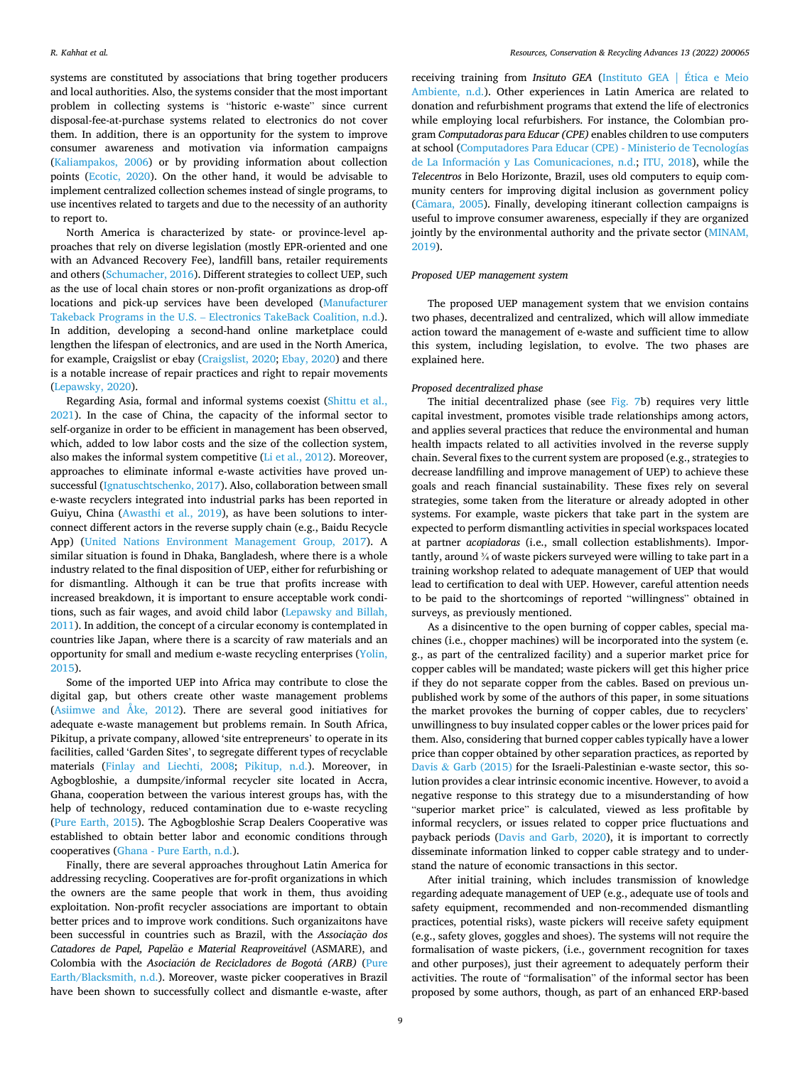systems are constituted by associations that bring together producers and local authorities. Also, the systems consider that the most important problem in collecting systems is "historic e-waste" since current disposal-fee-at-purchase systems related to electronics do not cover them. In addition, there is an opportunity for the system to improve consumer awareness and motivation via information campaigns (Kaliampakos, 2006) or by providing information about collection points (Ecotic, 2020). On the other hand, it would be advisable to implement centralized collection schemes instead of single programs, to use incentives related to targets and due to the necessity of an authority to report to.

North America is characterized by state- or province-level approaches that rely on diverse legislation (mostly EPR-oriented and one with an Advanced Recovery Fee), landfill bans, retailer requirements and others (Schumacher, 2016). Different strategies to collect UEP, such as the use of local chain stores or non-profit organizations as drop-off locations and pick-up services have been developed (Manufacturer Takeback Programs in the U.S. – Electronics TakeBack Coalition, n.d.). In addition, developing a second-hand online marketplace could lengthen the lifespan of electronics, and are used in the North America, for example, Craigslist or ebay (Craigslist, 2020; Ebay, 2020) and there is a notable increase of repair practices and right to repair movements (Lepawsky, 2020).

Regarding Asia, formal and informal systems coexist (Shittu et al., 2021). In the case of China, the capacity of the informal sector to self-organize in order to be efficient in management has been observed, which, added to low labor costs and the size of the collection system, also makes the informal system competitive (Li et al., 2012). Moreover, approaches to eliminate informal e-waste activities have proved unsuccessful (Ignatuschtschenko, 2017). Also, collaboration between small e-waste recyclers integrated into industrial parks has been reported in Guiyu, China (Awasthi et al., 2019), as have been solutions to interconnect different actors in the reverse supply chain (e.g., Baidu Recycle App) (United Nations Environment Management Group, 2017). A similar situation is found in Dhaka, Bangladesh, where there is a whole industry related to the final disposition of UEP, either for refurbishing or for dismantling. Although it can be true that profits increase with increased breakdown, it is important to ensure acceptable work conditions, such as fair wages, and avoid child labor (Lepawsky and Billah, 2011). In addition, the concept of a circular economy is contemplated in countries like Japan, where there is a scarcity of raw materials and an opportunity for small and medium e-waste recycling enterprises (Yolin, 2015).

Some of the imported UEP into Africa may contribute to close the digital gap, but others create other waste management problems (Asiimwe and Åke, 2012). There are several good initiatives for adequate e-waste management but problems remain. In South Africa, Pikitup, a private company, allowed 'site entrepreneurs' to operate in its facilities, called 'Garden Sites', to segregate different types of recyclable materials (Finlay and Liechti, 2008; Pikitup, n.d.). Moreover, in Agbogbloshie, a dumpsite/informal recycler site located in Accra, Ghana, cooperation between the various interest groups has, with the help of technology, reduced contamination due to e-waste recycling (Pure Earth, 2015). The Agbogbloshie Scrap Dealers Cooperative was established to obtain better labor and economic conditions through cooperatives (Ghana - Pure Earth, n.d.).

Finally, there are several approaches throughout Latin America for addressing recycling. Cooperatives are for-profit organizations in which the owners are the same people that work in them, thus avoiding exploitation. Non-profit recycler associations are important to obtain better prices and to improve work conditions. Such organizaitons have been successful in countries such as Brazil, with the *Associação dos Catadores de Papel, Papelão e Material Reaproveitável* (ASMARE), and Colombia with the *Asociación de Recicladores de Bogotá (ARB)* (Pure Earth/Blacksmith, n.d.). Moreover, waste picker cooperatives in Brazil have been shown to successfully collect and dismantle e-waste, after receiving training from *Insituto GEA* (Instituto GEA | Ética e Meio Ambiente, n.d.). Other experiences in Latin America are related to donation and refurbishment programs that extend the life of electronics while employing local refurbishers. For instance, the Colombian program *Computadoras para Educar (CPE)* enables children to use computers at school (Computadores Para Educar (CPE) - Ministerio de Tecnologías de La Información y Las Comunicaciones, n.d.; ITU, 2018), while the *Telecentros* in Belo Horizonte, Brazil, uses old computers to equip community centers for improving digital inclusion as government policy (Câmara, 2005). Finally, developing itinerant collection campaigns is useful to improve consumer awareness, especially if they are organized jointly by the environmental authority and the private sector (MINAM, 2019).

### Proposed UEP management system

The proposed UEP management system that we envision contains two phases, decentralized and centralized, which will allow immediate action toward the management of e-waste and sufficient time to allow this system, including legislation, to evolve. The two phases are explained here.

#### Proposed decentralized phase

The initial decentralized phase (see Fig. 7b) requires very little capital investment, promotes visible trade relationships among actors, and applies several practices that reduce the environmental and human health impacts related to all activities involved in the reverse supply chain. Several fixes to the current system are proposed (e.g., strategies to decrease landfilling and improve management of UEP) to achieve these goals and reach financial sustainability. These fixes rely on several strategies, some taken from the literature or already adopted in other systems. For example, waste pickers that take part in the system are expected to perform dismantling activities in special workspaces located at partner *acopiadoras* (i.e., small collection establishments). Importantly, around ¾ of waste pickers surveyed were willing to take part in a training workshop related to adequate management of UEP that would lead to certification to deal with UEP. However, careful attention needs to be paid to the shortcomings of reported "willingness" obtained in surveys, as previously mentioned.

As a disincentive to the open burning of copper cables, special machines (i.e., chopper machines) will be incorporated into the system (e. g., as part of the centralized facility) and a superior market price for copper cables will be mandated; waste pickers will get this higher price if they do not separate copper from the cables. Based on previous unpublished work by some of the authors of this paper, in some situations the market provokes the burning of copper cables, due to recyclers' unwillingness to buy insulated copper cables or the lower prices paid for them. Also, considering that burned copper cables typically have a lower price than copper obtained by other separation practices, as reported by Davis & Garb (2015) for the Israeli-Palestinian e-waste sector, this solution provides a clear intrinsic economic incentive. However, to avoid a negative response to this strategy due to a misunderstanding of how "superior market price" is calculated, viewed as less profitable by informal recyclers, or issues related to copper price fluctuations and payback periods (Davis and Garb, 2020), it is important to correctly disseminate information linked to copper cable strategy and to understand the nature of economic transactions in this sector.

After initial training, which includes transmission of knowledge regarding adequate management of UEP (e.g., adequate use of tools and safety equipment, recommended and non-recommended dismantling practices, potential risks), waste pickers will receive safety equipment (e.g., safety gloves, goggles and shoes). The systems will not require the formalisation of waste pickers, (i.e., government recognition for taxes and other purposes), just their agreement to adequately perform their activities. The route of "formalisation" of the informal sector has been proposed by some authors, though, as part of an enhanced ERP-based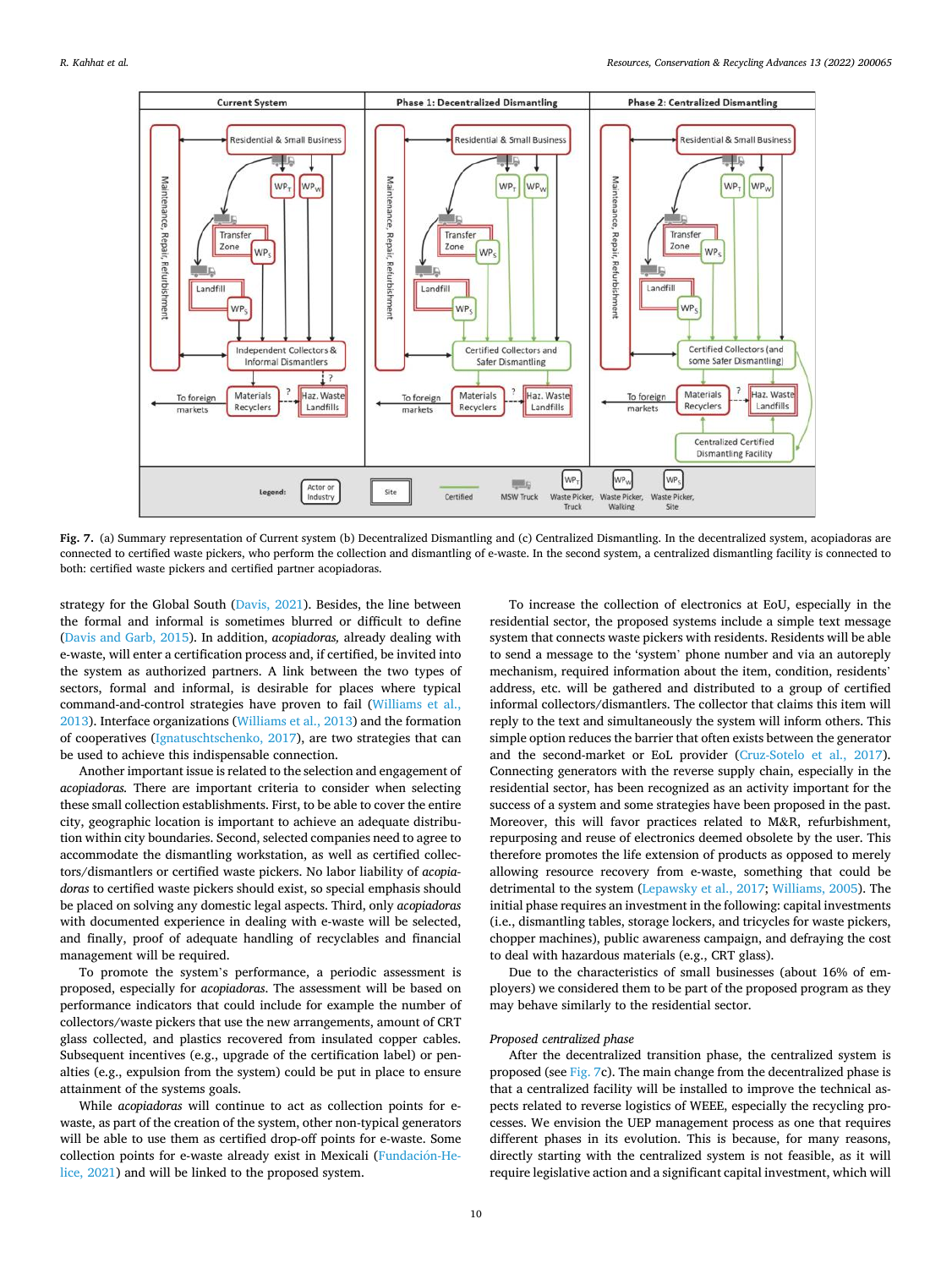Fig. 7. (a) Summary representation of Current system (b) Decentralized Dismantling and (c) Centralized Dismantling. In the decentralized system, acopiadoras are connected to certified waste pickers, who perform the collection and dismantling of e-waste. In the second system, a centralized dismantling facility is connected to both: certified waste pickers and certified partner acopiadoras.

strategy for the Global South (Davis, 2021). Besides, the line between the formal and informal is sometimes blurred or difficult to define (Davis and Garb, 2015). In addition, *acopiadoras,* already dealing with e-waste, will enter a certification process and, if certified, be invited into the system as authorized partners. A link between the two types of sectors, formal and informal, is desirable for places where typical command-and-control strategies have proven to fail (Williams et al., 2013). Interface organizations (Williams et al., 2013) and the formation of cooperatives (Ignatuschtschenko, 2017), are two strategies that can be used to achieve this indispensable connection.

Another important issue is related to the selection and engagement of *acopiadoras.* There are important criteria to consider when selecting these small collection establishments. First, to be able to cover the entire city, geographic location is important to achieve an adequate distribution within city boundaries. Second, selected companies need to agree to accommodate the dismantling workstation, as well as certified collectors/dismantlers or certified waste pickers. No labor liability of *acopiadoras* to certified waste pickers should exist, so special emphasis should be placed on solving any domestic legal aspects. Third, only *acopiadoras* with documented experience in dealing with e-waste will be selected, and finally, proof of adequate handling of recyclables and financial management will be required.

To promote the system's performance, a periodic assessment is proposed, especially for *acopiadoras.* The assessment will be based on performance indicators that could include for example the number of collectors/waste pickers that use the new arrangements, amount of CRT glass collected, and plastics recovered from insulated copper cables. Subsequent incentives (e.g., upgrade of the certification label) or penalties (e.g., expulsion from the system) could be put in place to ensure attainment of the systems goals.

While *acopiadoras* will continue to act as collection points for e-waste, as part of the creation of the system, other non-typical generators will be able to use them as certified drop-off points for e-waste. Some collection points for e-waste already exist in Mexicali (Fundación-Helice, 2021) and will be linked to the proposed system.

To increase the collection of electronics at EoU, especially in the residential sector, the proposed systems include a simple text message system that connects waste pickers with residents. Residents will be able to send a message to the 'system' phone number and via an autoreply mechanism, required information about the item, condition, residents' address, etc. will be gathered and distributed to a group of certified informal collectors/dismantlers. The collector that claims this item will reply to the text and simultaneously the system will inform others. This simple option reduces the barrier that often exists between the generator and the second-market or EoL provider (Cruz-Sotelo et al., 2017). Connecting generators with the reverse supply chain, especially in the residential sector, has been recognized as an activity important for the success of a system and some strategies have been proposed in the past. Moreover, this will favor practices related to M&R, refurbishment, repurposing and reuse of electronics deemed obsolete by the user. This therefore promotes the life extension of products as opposed to merely allowing resource recovery from e-waste, something that could be detrimental to the system (Lepawsky et al., 2017; Williams, 2005). The initial phase requires an investment in the following: capital investments (i.e., dismantling tables, storage lockers, and tricycles for waste pickers, chopper machines), public awareness campaign, and defraying the cost to deal with hazardous materials (e.g., CRT glass).

Due to the characteristics of small businesses (about 16% of employers) we considered them to be part of the proposed program as they may behave similarly to the residential sector.

*Proposed centralized phase*

After the decentralized transition phase, the centralized system is proposed (see Fig. 7c). The main change from the decentralized phase is that a centralized facility will be installed to improve the technical aspects related to reverse logistics of WEEE, especially the recycling processes. We envision the UEP management process as one that requires different phases in its evolution. This is because, for many reasons, directly starting with the centralized system is not feasible, as it will require legislative action and a significant capital investment, which will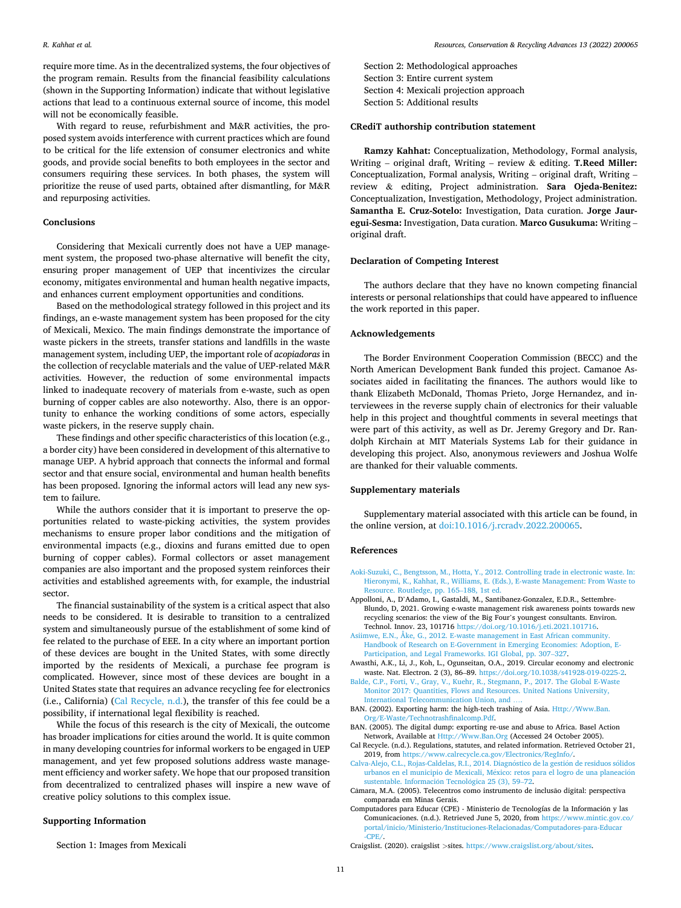require more time. As in the decentralized systems, the four objectives of the program remain. Results from the financial feasibility calculations (shown in the Supporting Information) indicate that without legislative actions that lead to a continuous external source of income, this model will not be economically feasible.

With regard to reuse, refurbishment and M&R activities, the proposed system avoids interference with current practices which are found to be critical for the life extension of consumer electronics and white goods, and provide social benefits to both employees in the sector and consumers requiring these services. In both phases, the system will prioritize the reuse of used parts, obtained after dismantling, for M&R and repurposing activities.

## Conclusions

Considering that Mexicali currently does not have a UEP management system, the proposed two-phase alternative will benefit the city, ensuring proper management of UEP that incentivizes the circular economy, mitigates environmental and human health negative impacts, and enhances current employment opportunities and conditions.

Based on the methodological strategy followed in this project and its findings, an e-waste management system has been proposed for the city of Mexicali, Mexico. The main findings demonstrate the importance of waste pickers in the streets, transfer stations and landfills in the waste management system, including UEP, the important role of *acopiadoras* in the collection of recyclable materials and the value of UEP-related M&R activities. However, the reduction of some environmental impacts linked to inadequate recovery of materials from e-waste, such as open burning of copper cables are also noteworthy. Also, there is an opportunity to enhance the working conditions of some actors, especially waste pickers, in the reserve supply chain.

These findings and other specific characteristics of this location (e.g., a border city) have been considered in development of this alternative to manage UEP. A hybrid approach that connects the informal and formal sector and that ensure social, environmental and human health benefits has been proposed. Ignoring the informal actors will lead any new system to failure.

While the authors consider that it is important to preserve the opportunities related to waste-picking activities, the system provides mechanisms to ensure proper labor conditions and the mitigation of environmental impacts (e.g., dioxins and furans emitted due to open burning of copper cables). Formal collectors or asset management companies are also important and the proposed system reinforces their activities and established agreements with, for example, the industrial sector.

The financial sustainability of the system is a critical aspect that also needs to be considered. It is desirable to transition to a centralized system and simultaneously pursue of the establishment of some kind of fee related to the purchase of EEE. In a city where an important portion of these devices are bought in the United States, with some directly imported by the residents of Mexicali, a purchase fee program is complicated. However, since most of these devices are bought in a United States state that requires an advance recycling fee for electronics (i.e., California) (Cal Recycle, n.d.), the transfer of this fee could be a possibility, if international legal flexibility is reached.

While the focus of this research is the city of Mexicali, the outcome has broader implications for cities around the world. It is quite common in many developing countries for informal workers to be engaged in UEP management, and yet few proposed solutions address waste management efficiency and worker safety. We hope that our proposed transition from decentralized to centralized phases will inspire a new wave of creative policy solutions to this complex issue.

## Supporting Information

Section 1: Images from Mexicali
Section 2: Methodological approaches
Section 3: Entire current system
Section 4: Mexicali projection approach
Section 5: Additional results

## CRediT authorship contribution statement

**Ramzy Kahhat:** Conceptualization, Methodology, Formal analysis, Writing – original draft, Writing – review & editing. **T.Reed Miller:** Conceptualization, Formal analysis, Writing – original draft, Writing – review & editing, Project administration. **Sara Ojeda-Benitez:** Conceptualization, Investigation, Methodology, Project administration. **Samantha E. Cruz-Sotelo:** Investigation, Data curation. **Jorge Jauregui-Sesma:** Investigation, Data curation. **Marco Gusukuma:** Writing – original draft.

## Declaration of Competing Interest

The authors declare that they have no known competing financial interests or personal relationships that could have appeared to influence the work reported in this paper.

## Acknowledgements

The Border Environment Cooperation Commission (BECC) and the North American Development Bank funded this project. Camanoe Associates aided in facilitating the finances. The authors would like to thank Elizabeth McDonald, Thomas Prieto, Jorge Hernandez, and interviewees in the reverse supply chain of electronics for their valuable help in this project and thoughtful comments in several meetings that were part of this activity, as well as Dr. Jeremy Gregory and Dr. Randolph Kirchain at MIT Materials Systems Lab for their guidance in developing this project. Also, anonymous reviewers and Joshua Wolfe are thanked for their valuable comments.

## Supplementary materials

Supplementary material associated with this article can be found, in the online version, at doi:10.1016/j.rcradv.2022.200065.

## References

Aoki-Suzuki, C., Bengtsson, M., Hotta, Y., 2012. Controlling trade in electronic waste. In: Hieronymi, K., Kahhat, R., Williams, E. (Eds.), E-waste Management: From Waste to Resource. Routledge, pp. 165–188, 1st ed.

Appolloni, A., D`Adamo, I., Gastaldi, M., Santibanez-Gonzalez, E.D.R., Settembre-Blundo, D, 2021. Growing e-waste management risk awareness points towards new recycling scenarios: the view of the Big Four's youngest consultants. Environ. Technol. Innov. 23, 101716 https://doi.org/10.1016/j.eti.2021.101716.

Asiimwe, E.N., Åke, G., 2012. E-waste management in East African community. Handbook of Research on E-Government in Emerging Economies: Adoption, E-Participation, and Legal Frameworks. IGI Global, pp. 307–327.

Awasthi, A.K., Li, J., Koh, L., Ogunseitan, O.A., 2019. Circular economy and electronic waste. Nat. Electron. 2 (3), 86–89. https://doi.org/10.1038/s41928-019-0225-2.

Balde, C.P., Forti, V., Gray, V., Kuehr, R., Stegmann, P., 2017. The Global E-Waste Monitor 2017: Quantities, Flows and Resources. United Nations University, International Telecommunication Union, and ….

BAN. (2002). Exporting harm: the high-tech trashing of Asia. Http://Www.Ban.Org/E-Waste/Technotrashfinalcomp.Pdf.

BAN. (2005). The digital dump: exporting re-use and abuse to Africa. Basel Action Network, Available at Http://Www.Ban.Org (Accessed 24 October 2005).

Cal Recycle. (n.d.). Regulations, statutes, and related information. Retrieved October 21, 2019, from https://www.calrecycle.ca.gov/Electronics/RegInfo/.

Calva-Alejo, C.L., Rojas-Caldelas, R.I., 2014. Diagnóstico de la gestión de residuos sólidos urbanos en el municipio de Mexicali, México: retos para el logro de una planeación sustentable. Información Tecnológica 25 (3), 59–72.

Câmara, M.A. (2005). Telecentros como instrumento de inclusão digital: perspectiva comparada em Minas Gerais.

Computadores para Educar (CPE) - Ministerio de Tecnologías de la Información y las Comunicaciones. (n.d.). Retrieved June 5, 2020, from https://www.mintic.gov.co/portal/inicio/Ministerio/Instituciones-Relacionadas/Computadores-para-Educar-CPE/.

Craigslist. (2020). craigslist >sites. https://www.craigslist.org/about/sites.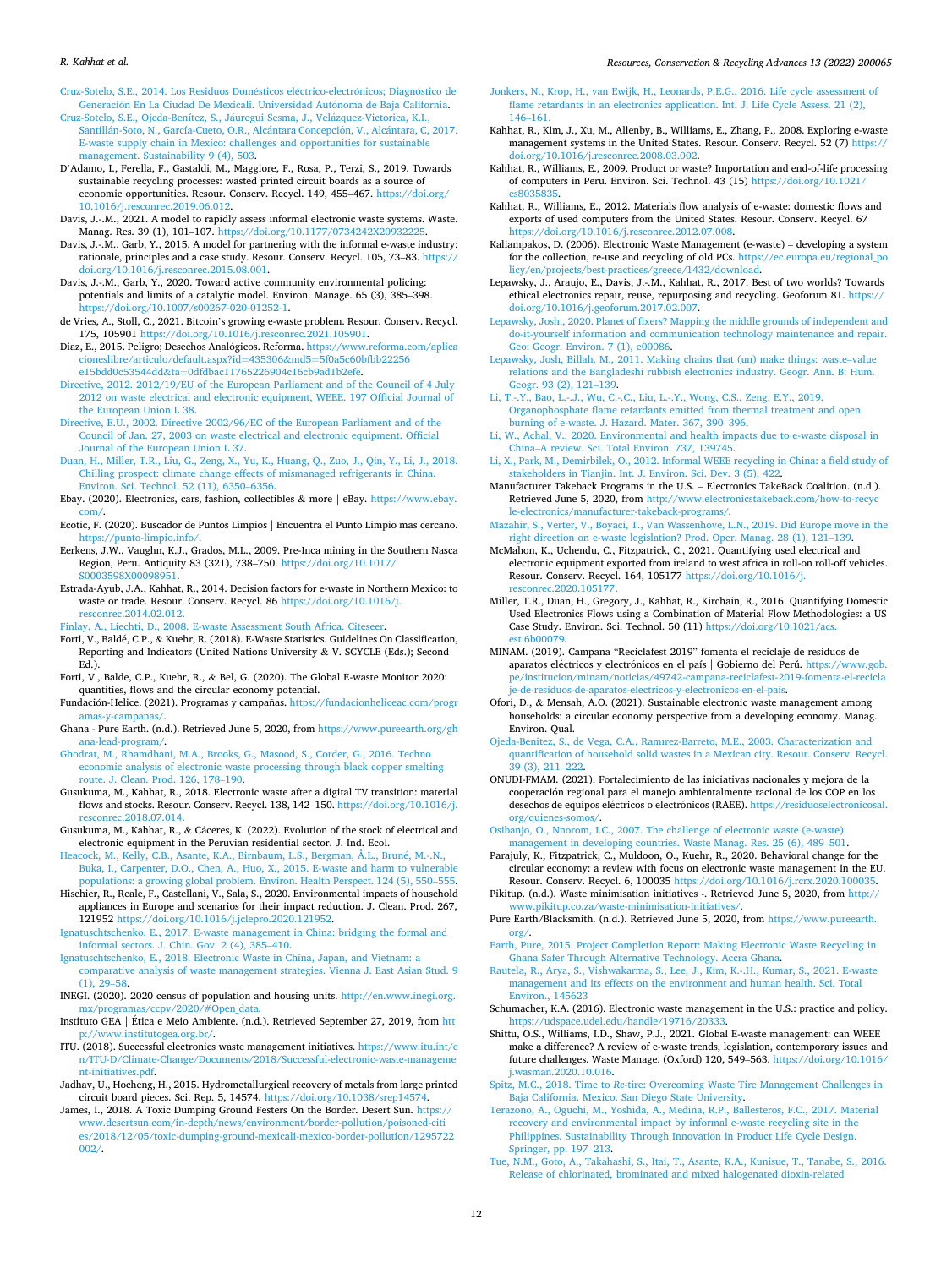Cruz-Sotelo, S.E., 2014. Los Residuos Domésticos eléctrico-electrónicos; Diagnóstico de Generación En La Ciudad De Mexicali. Universidad Autónoma de Baja California.

Cruz-Sotelo, S.E., Ojeda-Benítez, S., Jáuregui Sesma, J., Velázquez-Victorica, K.I., Santillán-Soto, N., García-Cueto, O.R., Alcántara Concepción, V., Alcántara, C, 2017. E-waste supply chain in Mexico: challenges and opportunities for sustainable management. Sustainability 9 (4), 503.

D'Adamo, I., Ferella, F., Gastaldi, M., Maggiore, F., Rosa, P., Terzi, S., 2019. Towards sustainable recycling processes: wasted printed circuit boards as a source of economic opportunities. Resour. Conserv. Recycl. 149, 455–467. https://doi.org/10.1016/j.resconrec.2019.06.012.

Davis, J.-M., 2021. A model to rapidly assess informal electronic waste systems. Waste. Manag. Res. 39 (1), 101–107. https://doi.org/10.1177/0734242X20932225.

Davis, J.-M., Garb, Y., 2015. A model for partnering with the informal e-waste industry: rationale, principles and a case study. Resour. Conserv. Recycl. 105, 73–83. https://doi.org/10.1016/j.resconrec.2015.08.001.

Davis, J.-M., Garb, Y., 2020. Toward active community environmental policing: potentials and limits of a catalytic model. Environ. Manage. 65 (3), 385–398. https://doi.org/10.1007/s00267-020-01252-1.

de Vries, A., Stoll, C., 2021. Bitcoin's growing e-waste problem. Resour. Conserv. Recycl. 175, 105901 https://doi.org/10.1016/j.resconrec.2021.105901.

Diaz, E., 2015. Peligro; Desechos Analógicos. Reforma. https://www.reforma.com/aplicacioneslibre/articulo/default.aspx?id=435306&md5=5f0a5c60bfbb22256e15bdd0c53544dd&ta=0dfdbac11765226904c16cb9ad1b2efe.

Directive, 2012. 2012/19/EU of the European Parliament and of the Council of 4 July 2012 on waste electrical and electronic equipment, WEEE. 197 Official Journal of the European Union L 38.

Directive, E.U., 2002. Directive 2002/96/EC of the European Parliament and of the Council of Jan. 27, 2003 on waste electrical and electronic equipment. Official Journal of the European Union L 37.

Duan, H., Miller, T.R., Liu, G., Zeng, X., Yu, K., Huang, Q., Zuo, J., Qin, Y., Li, J., 2018. Chilling prospect: climate change effects of mismanaged refrigerants in China. Environ. Sci. Technol. 52 (11), 6350–6356.

Ebay. (2020). Electronics, cars, fashion, collectibles & more | eBay. https://www.ebay.com/.

Ecotic, F. (2020). Buscador de Puntos Limpios | Encuentra el Punto Limpio mas cercano. https://punto-limpio.info/.

Eerkens, J.W., Vaughn, K.J., Grados, M.L., 2009. Pre-Inca mining in the Southern Nasca Region, Peru. Antiquity 83 (321), 738–750. https://doi.org/10.1017/S0003598X00098951.

Estrada-Ayub, J.A., Kahhat, R., 2014. Decision factors for e-waste in Northern Mexico: to waste or trade. Resour. Conserv. Recycl. 86 https://doi.org/10.1016/j.resconrec.2014.02.012.

Finlay, A., Liechti, D., 2008. E-waste Assessment South Africa. Citeseer.

Forti, V., Baldé, C.P., & Kuehr, R. (2018). E-Waste Statistics. Guidelines On Classification, Reporting and Indicators (United Nations University & V. SCYCLE (Eds.); Second Ed.).

Forti, V., Balde, C.P., Kuehr, R., & Bel, G. (2020). The Global E-waste Monitor 2020: quantities, flows and the circular economy potential.

Fundación-Helice. (2021). Programas y campañas. https://fundacionheliceac.com/programas-y-campanas/.

Ghana - Pure Earth. (n.d.). Retrieved June 5, 2020, from https://www.pureearth.org/ghana-lead-program/.

Ghodrat, M., Rhamdhani, M.A., Brooks, G., Masood, S., Corder, G., 2016. Techno economic analysis of electronic waste processing through black copper smelting route. J. Clean. Prod. 126, 178–190.

Gusukuma, M., Kahhat, R., 2018. Electronic waste after a digital TV transition: material flows and stocks. Resour. Conserv. Recycl. 138, 142–150. https://doi.org/10.1016/j.resconrec.2018.07.014.

Gusukuma, M., Kahhat, R., & Cáceres, K. (2022). Evolution of the stock of electrical and electronic equipment in the Peruvian residential sector. J. Ind. Ecol.

Heacock, M., Kelly, C.B., Asante, K.A., Birnbaum, L.S., Bergman, Å.L., Bruné, M.-N., Buka, I., Carpenter, D.O., Chen, A., Huo, X., 2015. E-waste and harm to vulnerable populations: a growing global problem. Environ. Health Perspect. 124 (5), 550–555.

Hischier, R., Reale, F., Castellani, V., Sala, S., 2020. Environmental impacts of household appliances in Europe and scenarios for their impact reduction. J. Clean. Prod. 267, 121952 https://doi.org/10.1016/j.jclepro.2020.121952.

Ignatuschtschenko, E., 2017. E-waste management in China: bridging the formal and informal sectors. J. Chin. Gov. 2 (4), 385–410.

Ignatuschtschenko, E., 2018. Electronic Waste in China, Japan, and Vietnam: a comparative analysis of waste management strategies. Vienna J. East Asian Stud. 9 (1), 29–58.

INEGI. (2020). 2020 census of population and housing units. http://en.www.inegi.org.mx/programas/ccpv/2020/#Open_data.

Instituto GEA | Ética e Meio Ambiente. (n.d.). Retrieved September 27, 2019, from http://www.institutogea.org.br/.

ITU. (2018). Successful electronics waste management initiatives. https://www.itu.int/en/ITU-D/Climate-Change/Documents/2018/Successful-electronic-waste-management-initiatives.pdf.

Jadhav, U., Hocheng, H., 2015. Hydrometallurgical recovery of metals from large printed circuit board pieces. Sci. Rep. 5, 14574. https://doi.org/10.1038/srep14574.

James, I., 2018. A Toxic Dumping Ground Festers On the Border. Desert Sun. https://www.desertsun.com/in-depth/news/environment/border-pollution/poisoned-cities/2018/12/05/toxic-dumping-ground-mexicali-mexico-border-pollution/1295722002/.

Jonkers, N., Krop, H., van Ewijk, H., Leonards, P.E.G., 2016. Life cycle assessment of flame retardants in an electronics application. Int. J. Life Cycle Assess. 21 (2), 146–161.

Kahhat, R., Kim, J., Xu, M., Allenby, B., Williams, E., Zhang, P., 2008. Exploring e-waste management systems in the United States. Resour. Conserv. Recycl. 52 (7) https://doi.org/10.1016/j.resconrec.2008.03.002.

Kahhat, R., Williams, E., 2009. Product or waste? Importation and end-of-life processing of computers in Peru. Environ. Sci. Technol. 43 (15) https://doi.org/10.1021/es8035835.

Kahhat, R., Williams, E., 2012. Materials flow analysis of e-waste: domestic flows and exports of used computers from the United States. Resour. Conserv. Recycl. 67 https://doi.org/10.1016/j.resconrec.2012.07.008.

Kaliampakos, D. (2006). Electronic Waste Management (e-waste) – developing a system for the collection, re-use and recycling of old PCs. https://ec.europa.eu/regional_policy/en/projects/best-practices/greece/1432/download.

Lepawsky, J., Araujo, E., Davis, J.-M., Kahhat, R., 2017. Best of two worlds? Towards ethical electronics repair, reuse, repurposing and recycling. Geoforum 81. https://doi.org/10.1016/j.geoforum.2017.02.007.

Lepawsky, Josh., 2020. Planet of fixers? Mapping the middle grounds of independent and do-it-yourself information and communication technology maintenance and repair. Geo: Geogr. Environ. 7 (1), e00086.

Lepawsky, Josh, Billah, M., 2011. Making chains that (un) make things: waste–value relations and the Bangladeshi rubbish electronics industry. Geogr. Ann. B: Hum. Geogr. 93 (2), 121–139.

Li, T.-Y., Bao, L.-J., Wu, C.-C., Liu, L.-Y., Wong, C.S., Zeng, E.Y., 2019. Organophosphate flame retardants emitted from thermal treatment and open burning of e-waste. J. Hazard. Mater. 367, 390–396.

Li, W., Achal, V., 2020. Environmental and health impacts due to e-waste disposal in China–A review. Sci. Total Environ. 737, 139745.

Li, X., Park, M., Demirbilek, O., 2012. Informal WEEE recycling in China: a field study of stakeholders in Tianjin. Int. J. Environ. Sci. Dev. 3 (5), 422.

Manufacturer Takeback Programs in the U.S. – Electronics TakeBack Coalition. (n.d.). Retrieved June 5, 2020, from http://www.electronicstakeback.com/how-to-recycle-electronics/manufacturer-takeback-programs/.

Mazahir, S., Verter, V., Boyaci, T., Van Wassenhove, L.N., 2019. Did Europe move in the right direction on e-waste legislation? Prod. Oper. Manag. 28 (1), 121–139.

McMahon, K., Uchendu, C., Fitzpatrick, C., 2021. Quantifying used electrical and electronic equipment exported from ireland to west africa in roll-on roll-off vehicles. Resour. Conserv. Recycl. 164, 105177 https://doi.org/10.1016/j.resconrec.2020.105177.

Miller, T.R., Duan, H., Gregory, J., Kahhat, R., Kirchain, R., 2016. Quantifying Domestic Used Electronics Flows using a Combination of Material Flow Methodologies: a US Case Study. Environ. Sci. Technol. 50 (11) https://doi.org/10.1021/acs.est.6b00079.

MINAM. (2019). Campaña "Reciclafest 2019" fomenta el reciclaje de residuos de aparatos eléctricos y electrónicos en el país | Gobierno del Perú. https://www.gob.pe/institucion/minam/noticias/49742-campana-reciclafest-2019-fomenta-el-reciclaje-de-residuos-de-aparatos-electricos-y-electronicos-en-el-pais.

Ofori, D., & Mensah, A.O. (2021). Sustainable electronic waste management among households: a circular economy perspective from a developing economy. Manag. Environ. Qual.

Ojeda-Benitez, S., de Vega, C.A., Ramrez-Barreto, M.E., 2003. Characterization and quantification of household solid wastes in a Mexican city. Resour. Conserv. Recycl. 39 (3), 211–222.

ONUDI-FMAM. (2021). Fortalecimiento de las iniciativas nacionales y mejora de la cooperación regional para el manejo ambientalmente racional de los COP en los desechos de equipos eléctricos o electrónicos (RAEE). https://residuoselectronicosal.org/quienes-somos/.

Osibanjo, O., Nnorom, I.C., 2007. The challenge of electronic waste (e-waste) management in developing countries. Waste Manag. Res. 25 (6), 489–501.

Parajuly, K., Fitzpatrick, C., Muldoon, O., Kuehr, R., 2020. Behavioral change for the circular economy: a review with focus on electronic waste management in the EU. Resour. Conserv. Recycl. 6, 100035 https://doi.org/10.1016/j.rcrx.2020.100035.

Pikitup. (n.d.). Waste minimisation initiatives -. Retrieved June 5, 2020, from http://www.pikitup.co.za/waste-minimisation-initiatives/.

Pure Earth/Blacksmith. (n.d.). Retrieved June 5, 2020, from https://www.pureearth.org/.

Earth, Pure, 2015. Project Completion Report: Making Electronic Waste Recycling in Ghana Safer Through Alternative Technology. Accra Ghana.

Rautela, R., Arya, S., Vishwakarma, S., Lee, J., Kim, K.-H., Kumar, S., 2021. E-waste management and its effects on the environment and human health. Sci. Total Environ., 145623

Schumacher, K.A. (2016). Electronic waste management in the U.S.: practice and policy. https://udspace.udel.edu/handle/19716/20333.

Shittu, O.S., Williams, I.D., Shaw, P.J., 2021. Global E-waste management: can WEEE make a difference? A review of e-waste trends, legislation, contemporary issues and future challenges. Waste Manage. (Oxford) 120, 549–563. https://doi.org/10.1016/j.wasman.2020.10.016.

Spitz, M.C., 2018. Time to *Re*-tire: Overcoming Waste Tire Management Challenges in Baja California. Mexico. San Diego State University.

Terazono, A., Oguchi, M., Yoshida, A., Medina, R.P., Ballesteros, F.C., 2017. Material recovery and environmental impact by informal e-waste recycling site in the Philippines. Sustainability Through Innovation in Product Life Cycle Design. Springer, pp. 197–213.

Tue, N.M., Goto, A., Takahashi, S., Itai, T., Asante, K.A., Kunisue, T., Tanabe, S., 2016. Release of chlorinated, brominated and mixed halogenated dioxin-related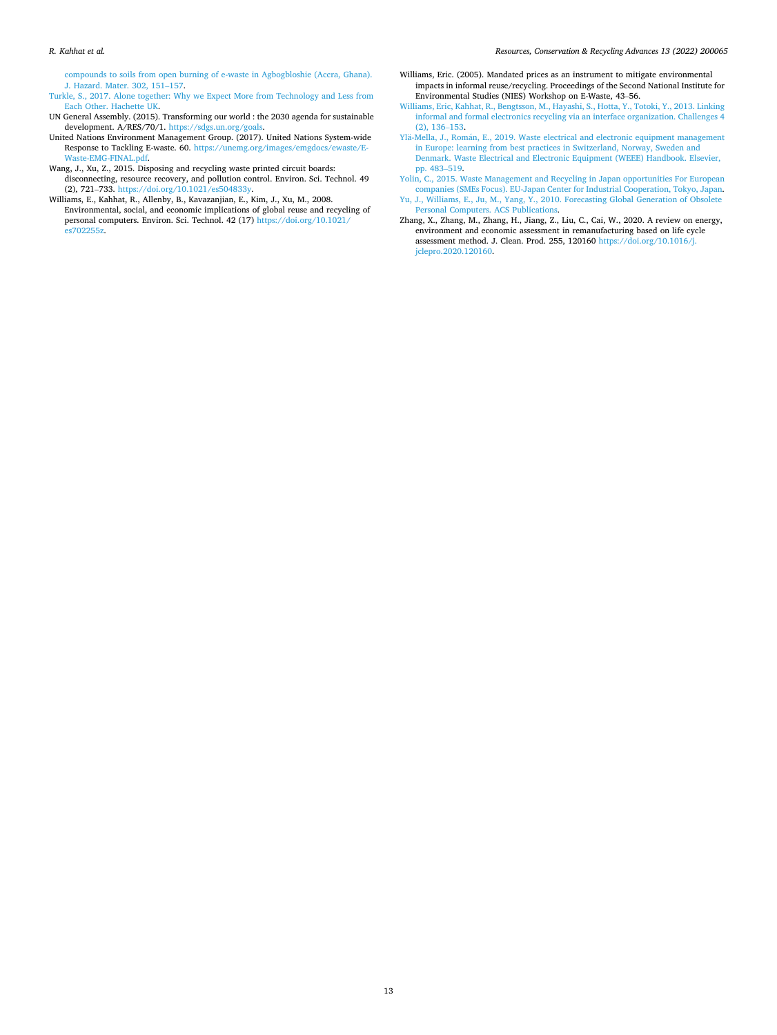compounds to soils from open burning of e-waste in Agbogbloshie (Accra, Ghana). J. Hazard. Mater. 302, 151–157.

Turkle, S., 2017. Alone together: Why we Expect More from Technology and Less from Each Other. Hachette UK.

UN General Assembly. (2015). Transforming our world : the 2030 agenda for sustainable development. A/RES/70/1. https://sdgs.un.org/goals.

United Nations Environment Management Group. (2017). United Nations System-wide Response to Tackling E-waste. 60. https://unemg.org/images/emgdocs/ewaste/E-Waste-EMG-FINAL.pdf.

Wang, J., Xu, Z., 2015. Disposing and recycling waste printed circuit boards: disconnecting, resource recovery, and pollution control. Environ. Sci. Technol. 49 (2), 721–733. https://doi.org/10.1021/es504833y.

Williams, E., Kahhat, R., Allenby, B., Kavazanjian, E., Kim, J., Xu, M., 2008. Environmental, social, and economic implications of global reuse and recycling of personal computers. Environ. Sci. Technol. 42 (17) https://doi.org/10.1021/es702255z.

Williams, Eric. (2005). Mandated prices as an instrument to mitigate environmental impacts in informal reuse/recycling. Proceedings of the Second National Institute for Environmental Studies (NIES) Workshop on E-Waste, 43–56.

Williams, Eric, Kahhat, R., Bengtsson, M., Hayashi, S., Hotta, Y., Totoki, Y., 2013. Linking informal and formal electronics recycling via an interface organization. Challenges 4 (2), 136–153.

Ylä-Mella, J., Román, E., 2019. Waste electrical and electronic equipment management in Europe: learning from best practices in Switzerland, Norway, Sweden and Denmark. Waste Electrical and Electronic Equipment (WEEE) Handbook. Elsevier, pp. 483–519.

Yolin, C., 2015. Waste Management and Recycling in Japan opportunities For European companies (SMEs Focus). EU-Japan Center for Industrial Cooperation, Tokyo, Japan.

Yu, J., Williams, E., Ju, M., Yang, Y., 2010. Forecasting Global Generation of Obsolete Personal Computers. ACS Publications.

Zhang, X., Zhang, M., Zhang, H., Jiang, Z., Liu, C., Cai, W., 2020. A review on energy, environment and economic assessment in remanufacturing based on life cycle assessment method. J. Clean. Prod. 255, 120160 https://doi.org/10.1016/j.jclepro.2020.120160.